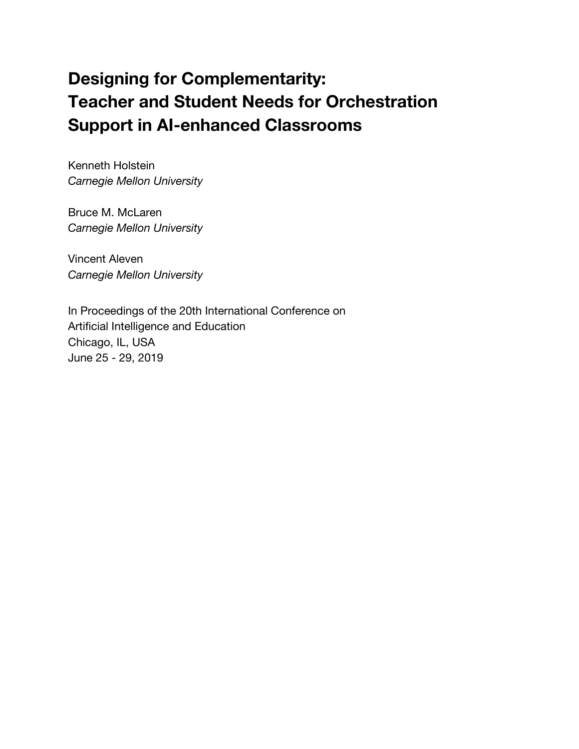# Designing for Complementarity: Teacher and Student Needs for Orchestration Support in AI-enhanced Classrooms

Kenneth Holstein
*Carnegie Mellon University*

Bruce M. McLaren
*Carnegie Mellon University*

Vincent Aleven
*Carnegie Mellon University*

In Proceedings of the 20th International Conference on
Artificial Intelligence and Education
Chicago, IL, USA
June 25 - 29, 2019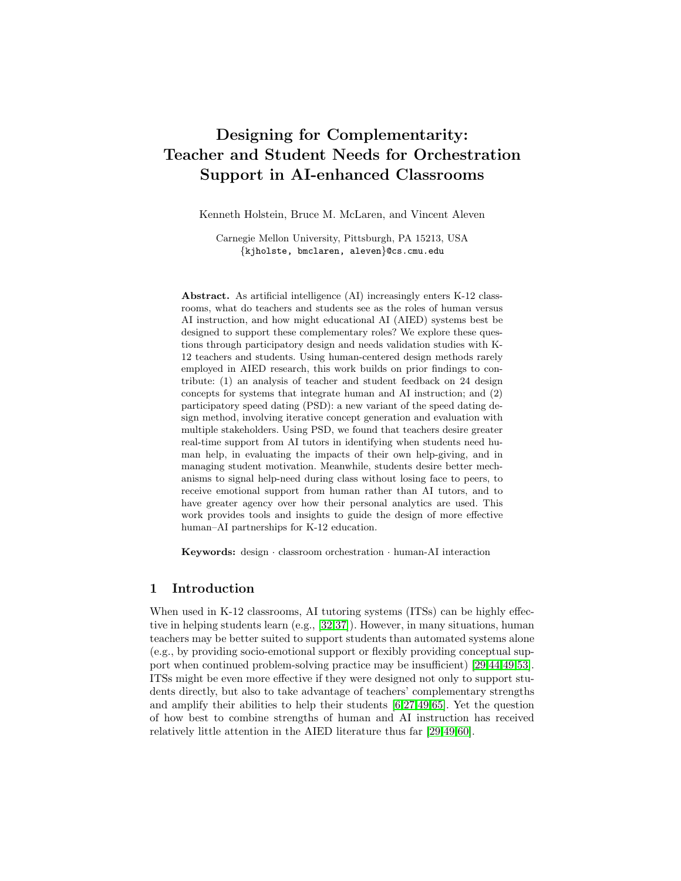# Designing for Complementarity: Teacher and Student Needs for Orchestration Support in AI-enhanced Classrooms

Kenneth Holstein, Bruce M. McLaren, and Vincent Aleven

Carnegie Mellon University, Pittsburgh, PA 15213, USA
{kjholste, bmclaren, aleven}@cs.cmu.edu

**Abstract.** As artificial intelligence (AI) increasingly enters K-12 classrooms, what do teachers and students see as the roles of human versus AI instruction, and how might educational AI (AIED) systems best be designed to support these complementary roles? We explore these questions through participatory design and needs validation studies with K-12 teachers and students. Using human-centered design methods rarely employed in AIED research, this work builds on prior findings to contribute: (1) an analysis of teacher and student feedback on 24 design concepts for systems that integrate human and AI instruction; and (2) participatory speed dating (PSD): a new variant of the speed dating design method, involving iterative concept generation and evaluation with multiple stakeholders. Using PSD, we found that teachers desire greater real-time support from AI tutors in identifying when students need human help, in evaluating the impacts of their own help-giving, and in managing student motivation. Meanwhile, students desire better mechanisms to signal help-need during class without losing face to peers, to receive emotional support from human rather than AI tutors, and to have greater agency over how their personal analytics are used. This work provides tools and insights to guide the design of more effective human–AI partnerships for K-12 education.

**Keywords:** design · classroom orchestration · human-AI interaction

## 1 Introduction

When used in K-12 classrooms, AI tutoring systems (ITSs) can be highly effective in helping students learn (e.g., [32,37]). However, in many situations, human teachers may be better suited to support students than automated systems alone (e.g., by providing socio-emotional support or flexibly providing conceptual support when continued problem-solving practice may be insufficient) [29,44,49,53]. ITSs might be even more effective if they were designed not only to support students directly, but also to take advantage of teachers' complementary strengths and amplify their abilities to help their students [6,27,49,65]. Yet the question of how best to combine strengths of human and AI instruction has received relatively little attention in the AIED literature thus far [29,49,60].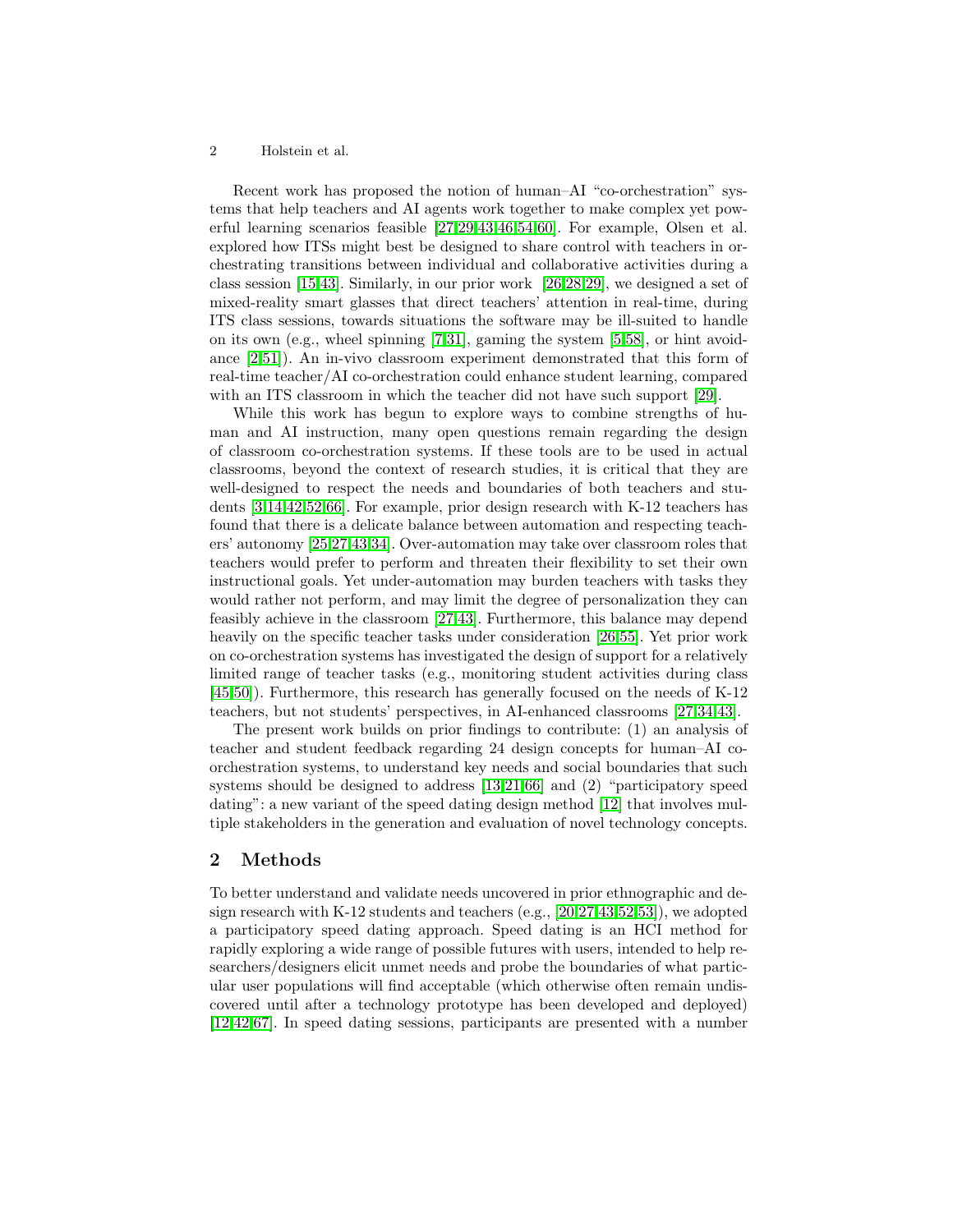Recent work has proposed the notion of human–AI "co-orchestration" systems that help teachers and AI agents work together to make complex yet powerful learning scenarios feasible [27,29,43,46,54,60]. For example, Olsen et al. explored how ITSs might best be designed to share control with teachers in orchestrating transitions between individual and collaborative activities during a class session [15,43]. Similarly, in our prior work [26,28,29], we designed a set of mixed-reality smart glasses that direct teachers' attention in real-time, during ITS class sessions, towards situations the software may be ill-suited to handle on its own (e.g., wheel spinning [7,31], gaming the system [5,58], or hint avoidance [2,51]). An in-vivo classroom experiment demonstrated that this form of real-time teacher/AI co-orchestration could enhance student learning, compared with an ITS classroom in which the teacher did not have such support [29].

While this work has begun to explore ways to combine strengths of human and AI instruction, many open questions remain regarding the design of classroom co-orchestration systems. If these tools are to be used in actual classrooms, beyond the context of research studies, it is critical that they are well-designed to respect the needs and boundaries of both teachers and students [3,14,42,52,66]. For example, prior design research with K-12 teachers has found that there is a delicate balance between automation and respecting teachers' autonomy [25,27,43,34]. Over-automation may take over classroom roles that teachers would prefer to perform and threaten their flexibility to set their own instructional goals. Yet under-automation may burden teachers with tasks they would rather not perform, and may limit the degree of personalization they can feasibly achieve in the classroom [27,43]. Furthermore, this balance may depend heavily on the specific teacher tasks under consideration [26,55]. Yet prior work on co-orchestration systems has investigated the design of support for a relatively limited range of teacher tasks (e.g., monitoring student activities during class [45,50]). Furthermore, this research has generally focused on the needs of K-12 teachers, but not students' perspectives, in AI-enhanced classrooms [27,34,43].

The present work builds on prior findings to contribute: (1) an analysis of teacher and student feedback regarding 24 design concepts for human–AI co-orchestration systems, to understand key needs and social boundaries that such systems should be designed to address [13,21,66] and (2) "participatory speed dating": a new variant of the speed dating design method [12] that involves multiple stakeholders in the generation and evaluation of novel technology concepts.

## 2 Methods

To better understand and validate needs uncovered in prior ethnographic and design research with K-12 students and teachers (e.g., [20,27,43,52,53]), we adopted a participatory speed dating approach. Speed dating is an HCI method for rapidly exploring a wide range of possible futures with users, intended to help researchers/designers elicit unmet needs and probe the boundaries of what particular user populations will find acceptable (which otherwise often remain undiscovered until after a technology prototype has been developed and deployed) [12,42,67]. In speed dating sessions, participants are presented with a number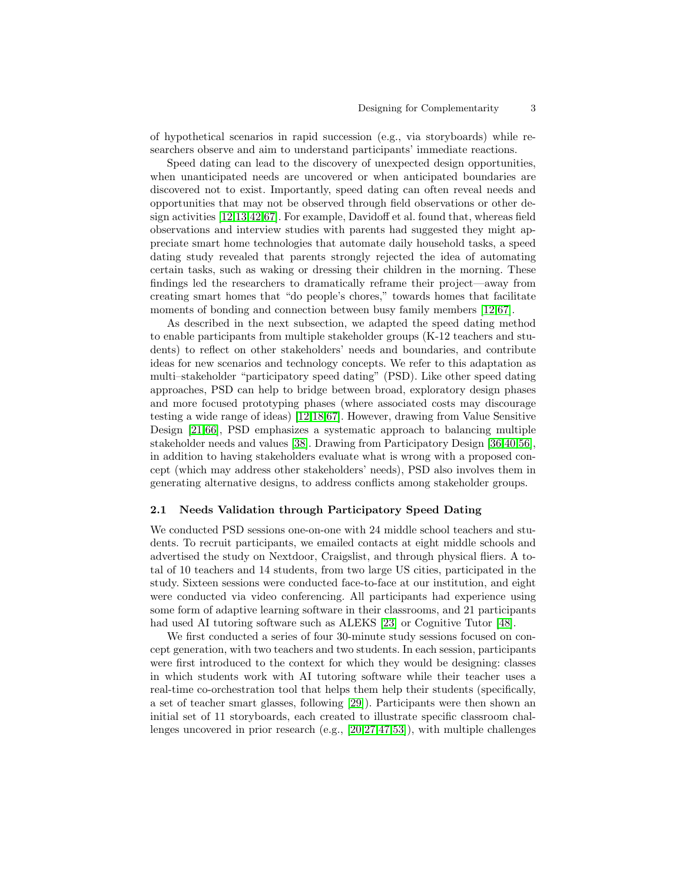of hypothetical scenarios in rapid succession (e.g., via storyboards) while researchers observe and aim to understand participants' immediate reactions.

Speed dating can lead to the discovery of unexpected design opportunities, when unanticipated needs are uncovered or when anticipated boundaries are discovered not to exist. Importantly, speed dating can often reveal needs and opportunities that may not be observed through field observations or other design activities [12,13,42,67]. For example, Davidoff et al. found that, whereas field observations and interview studies with parents had suggested they might appreciate smart home technologies that automate daily household tasks, a speed dating study revealed that parents strongly rejected the idea of automating certain tasks, such as waking or dressing their children in the morning. These findings led the researchers to dramatically reframe their project—away from creating smart homes that "do people's chores," towards homes that facilitate moments of bonding and connection between busy family members [12,67].

As described in the next subsection, we adapted the speed dating method to enable participants from multiple stakeholder groups (K-12 teachers and students) to reflect on other stakeholders' needs and boundaries, and contribute ideas for new scenarios and technology concepts. We refer to this adaptation as multi–stakeholder "participatory speed dating" (PSD). Like other speed dating approaches, PSD can help to bridge between broad, exploratory design phases and more focused prototyping phases (where associated costs may discourage testing a wide range of ideas) [12,18,67]. However, drawing from Value Sensitive Design [21,66], PSD emphasizes a systematic approach to balancing multiple stakeholder needs and values [38]. Drawing from Participatory Design [36,40,56], in addition to having stakeholders evaluate what is wrong with a proposed concept (which may address other stakeholders' needs), PSD also involves them in generating alternative designs, to address conflicts among stakeholder groups.

### 2.1 Needs Validation through Participatory Speed Dating

We conducted PSD sessions one-on-one with 24 middle school teachers and students. To recruit participants, we emailed contacts at eight middle schools and advertised the study on Nextdoor, Craigslist, and through physical fliers. A total of 10 teachers and 14 students, from two large US cities, participated in the study. Sixteen sessions were conducted face-to-face at our institution, and eight were conducted via video conferencing. All participants had experience using some form of adaptive learning software in their classrooms, and 21 participants had used AI tutoring software such as ALEKS [23] or Cognitive Tutor [48].

We first conducted a series of four 30-minute study sessions focused on concept generation, with two teachers and two students. In each session, participants were first introduced to the context for which they would be designing: classes in which students work with AI tutoring software while their teacher uses a real-time co-orchestration tool that helps them help their students (specifically, a set of teacher smart glasses, following [29]). Participants were then shown an initial set of 11 storyboards, each created to illustrate specific classroom challenges uncovered in prior research (e.g., [20,27,47,53]), with multiple challenges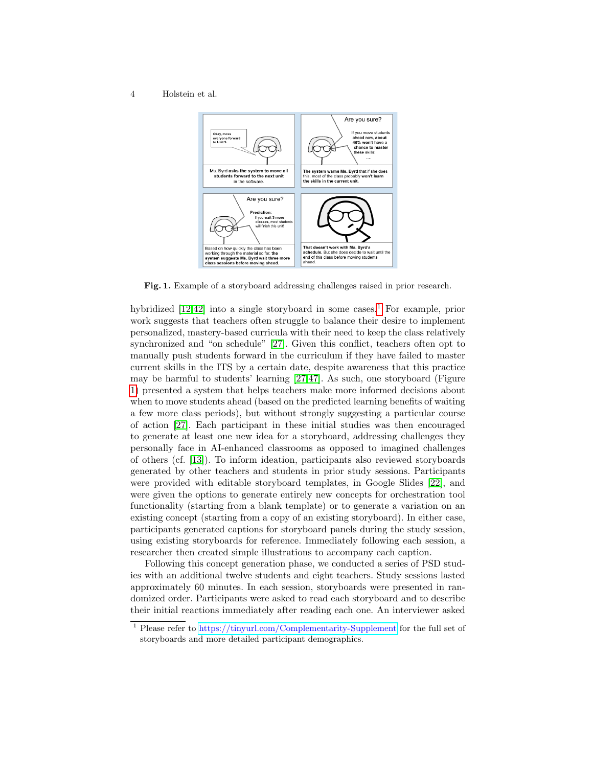Fig. 1. Example of a storyboard addressing challenges raised in prior research.

hybridized [12,42] into a single storyboard in some cases.[1] For example, prior work suggests that teachers often struggle to balance their desire to implement personalized, mastery-based curricula with their need to keep the class relatively synchronized and "on schedule" [27]. Given this conflict, teachers often opt to manually push students forward in the curriculum if they have failed to master current skills in the ITS by a certain date, despite awareness that this practice may be harmful to students' learning [27,47]. As such, one storyboard (Figure 1) presented a system that helps teachers make more informed decisions about when to move students ahead (based on the predicted learning benefits of waiting a few more class periods), but without strongly suggesting a particular course of action [27]. Each participant in these initial studies was then encouraged to generate at least one new idea for a storyboard, addressing challenges they personally face in AI-enhanced classrooms as opposed to imagined challenges of others (cf. [13]). To inform ideation, participants also reviewed storyboards generated by other teachers and students in prior study sessions. Participants were provided with editable storyboard templates, in Google Slides [22], and were given the options to generate entirely new concepts for orchestration tool functionality (starting from a blank template) or to generate a variation on an existing concept (starting from a copy of an existing storyboard). In either case, participants generated captions for storyboard panels during the study session, using existing storyboards for reference. Immediately following each session, a researcher then created simple illustrations to accompany each caption.

Following this concept generation phase, we conducted a series of PSD studies with an additional twelve students and eight teachers. Study sessions lasted approximately 60 minutes. In each session, storyboards were presented in randomized order. Participants were asked to read each storyboard and to describe their initial reactions immediately after reading each one. An interviewer asked

[1] Please refer to https://tinyurl.com/Complementarity-Supplement for the full set of storyboards and more detailed participant demographics.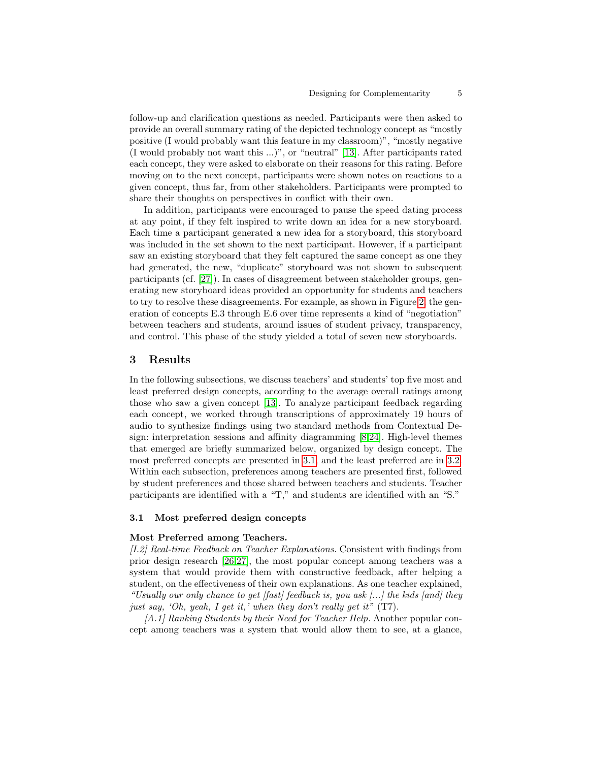follow-up and clarification questions as needed. Participants were then asked to provide an overall summary rating of the depicted technology concept as "mostly positive (I would probably want this feature in my classroom)", "mostly negative (I would probably not want this ...)", or "neutral" [13]. After participants rated each concept, they were asked to elaborate on their reasons for this rating. Before moving on to the next concept, participants were shown notes on reactions to a given concept, thus far, from other stakeholders. Participants were prompted to share their thoughts on perspectives in conflict with their own.

In addition, participants were encouraged to pause the speed dating process at any point, if they felt inspired to write down an idea for a new storyboard. Each time a participant generated a new idea for a storyboard, this storyboard was included in the set shown to the next participant. However, if a participant saw an existing storyboard that they felt captured the same concept as one they had generated, the new, "duplicate" storyboard was not shown to subsequent participants (cf. [27]). In cases of disagreement between stakeholder groups, generating new storyboard ideas provided an opportunity for students and teachers to try to resolve these disagreements. For example, as shown in Figure 2, the generation of concepts E.3 through E.6 over time represents a kind of "negotiation" between teachers and students, around issues of student privacy, transparency, and control. This phase of the study yielded a total of seven new storyboards.

## 3 Results

In the following subsections, we discuss teachers' and students' top five most and least preferred design concepts, according to the average overall ratings among those who saw a given concept [13]. To analyze participant feedback regarding each concept, we worked through transcriptions of approximately 19 hours of audio to synthesize findings using two standard methods from Contextual Design: interpretation sessions and affinity diagramming [8,24]. High-level themes that emerged are briefly summarized below, organized by design concept. The most preferred concepts are presented in 3.1, and the least preferred are in 3.2. Within each subsection, preferences among teachers are presented first, followed by student preferences and those shared between teachers and students. Teacher participants are identified with a "T," and students are identified with an "S."

### 3.1 Most preferred design concepts

**Most Preferred among Teachers.**

*[I.2] Real-time Feedback on Teacher Explanations.* Consistent with findings from prior design research [26,27], the most popular concept among teachers was a system that would provide them with constructive feedback, after helping a student, on the effectiveness of their own explanations. As one teacher explained, *"Usually our only chance to get [fast] feedback is, you ask [...] the kids [and] they just say, 'Oh, yeah, I get it,' when they don't really get it"* (T7).

*[A.1] Ranking Students by their Need for Teacher Help.* Another popular concept among teachers was a system that would allow them to see, at a glance,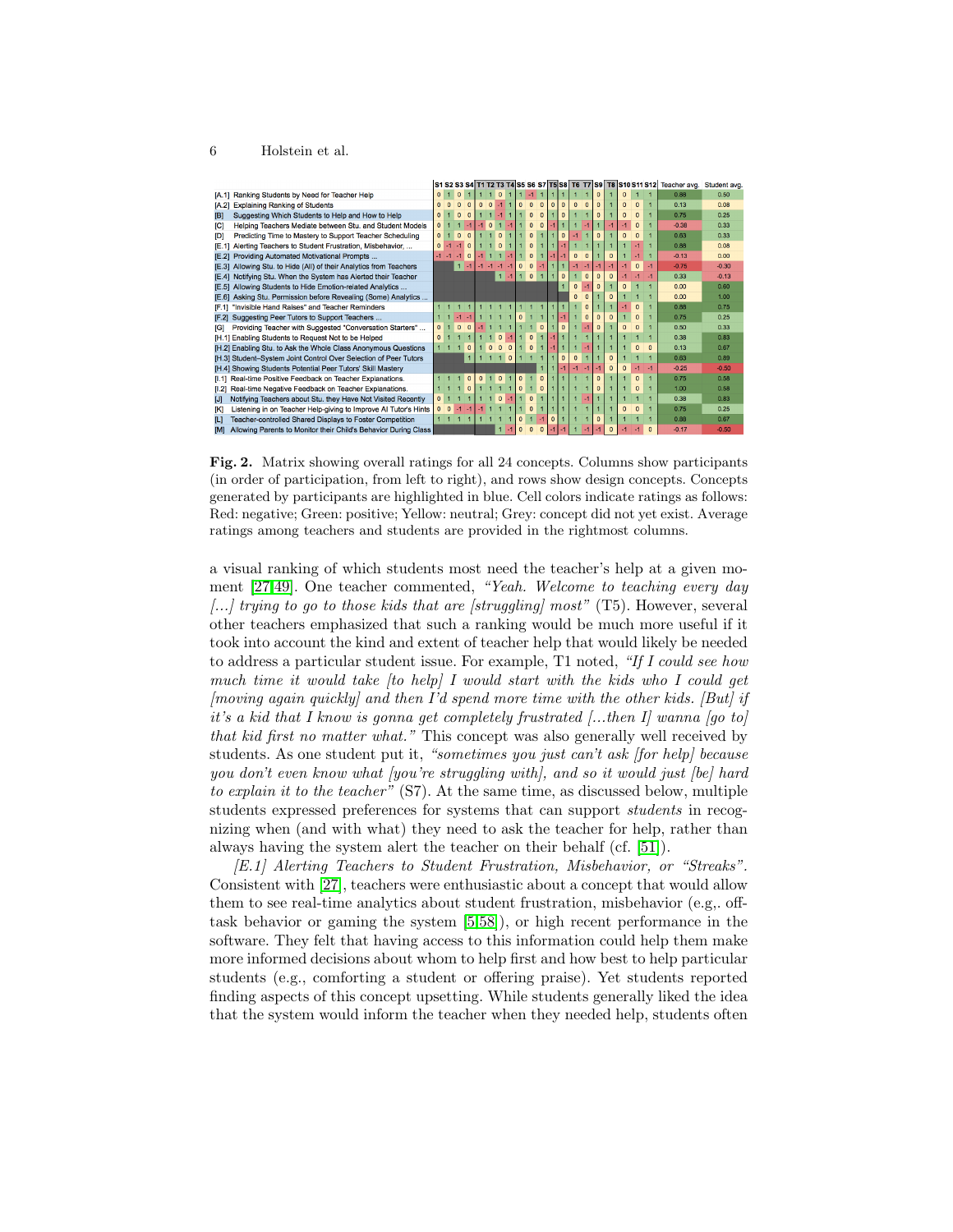| | S1 | S2 | S3 | S4 | T1 | T2 | T3 | T4 | S5 | S6 | S7 | T5 | S8 | T6 | T7 | S9 | T8 | S10 | S11 | S12 | Teacher avg. | Student avg. |
|---|---|---|---|---|---|---|---|---|---|---|---|---|---|---|---|---|---|---|---|---|---|---|
| [A.1] Ranking Students by Need for Teacher Help | 0 | 1 | 0 | 1 | 1 | 1 | 0 | 1 | 1 | -1 | 1 | 1 | 1 | 1 | 1 | 0 | 1 | 0 | 1 | 1 | 0.88 | 0.50 |
| [A.2] Explaining Ranking of Students | 0 | 0 | 0 | 0 | 0 | 0 | -1 | 1 | 0 | 0 | 0 | 0 | 0 | 0 | 0 | 0 | 1 | 0 | 0 | 1 | 0.13 | 0.08 |
| [B] Suggesting Which Students to Help and How to Help | 0 | 1 | 0 | 0 | 1 | 1 | -1 | 1 | 1 | 0 | 0 | 1 | 0 | 1 | 1 | 0 | 1 | 0 | 0 | 1 | 0.75 | 0.25 |
| [C] Helping Teachers Mediate between Stu. and Student Models | 0 | 1 | 1 | -1 | -1 | 0 | 1 | -1 | 1 | 0 | 0 | -1 | 1 | 1 | -1 | 1 | -1 | -1 | 0 | 1 | -0.38 | 0.33 |
| [D] Predicting Time to Mastery to Support Teacher Scheduling | 0 | 1 | 0 | 0 | 1 | 1 | 0 | 1 | 1 | 0 | 1 | 1 | 0 | -1 | 1 | 0 | 1 | 0 | 0 | 1 | 0.63 | 0.33 |
| [E.1] Alerting Teachers to Student Frustration, Misbehavior, ... | 0 | -1 | -1 | 0 | 1 | 1 | 0 | 1 | 1 | 0 | 1 | 1 | -1 | 1 | 1 | 1 | 1 | 1 | -1 | 1 | 0.88 | 0.08 |
| [E.2] Providing Automated Motivational Prompts ... | -1 | -1 | -1 | 0 | -1 | 1 | 1 | -1 | 1 | 0 | 1 | -1 | -1 | 0 | 0 | 1 | 0 | 1 | -1 | 1 | -0.13 | 0.00 |
| [E.3] Allowing Stu. to Hide (All) of their Analytics from Teachers | | | 1 | -1 | -1 | -1 | -1 | -1 | 0 | 0 | -1 | 1 | 1 | -1 | -1 | -1 | -1 | -1 | 0 | -1 | -0.75 | -0.30 |
| [E.4] Notifying Stu. When the System has Alerted their Teacher | | | | | | | 1 | -1 | 1 | 0 | 1 | 1 | 0 | 1 | 0 | 0 | 0 | -1 | -1 | -1 | 0.33 | -0.13 |
| [E.5] Allowing Students to Hide Emotion-related Analytics ... | | | | | | | | | | | | | 1 | 0 | -1 | 0 | 1 | 0 | 1 | 1 | 0.00 | 0.60 |
| [E.6] Asking Stu. Permission before Revealing (Some) Analytics ... | | | | | | | | | | | | | | 0 | 0 | 1 | 0 | 1 | 1 | 1 | 0.00 | 1.00 |
| [F.1] "Invisible Hand Raises" and Teacher Reminders | 1 | 1 | 1 | 1 | 1 | 1 | 1 | 1 | 1 | 1 | 1 | 1 | 1 | 1 | 0 | 1 | 1 | -1 | 0 | 1 | 0.88 | 0.75 |
| [F.2] Suggesting Peer Tutors to Support Teachers ... | 1 | 1 | -1 | -1 | 1 | 1 | 1 | 1 | 0 | 1 | 1 | 1 | -1 | 1 | 0 | 0 | 0 | 1 | 0 | 1 | 0.75 | 0.25 |
| [G] Providing Teacher with Suggested "Conversation Starters" ... | 0 | 1 | 0 | 0 | -1 | 1 | 1 | 1 | 1 | 1 | 0 | 1 | 0 | 1 | -1 | 0 | 1 | 0 | 0 | 1 | 0.50 | 0.33 |
| [H.1] Enabling Students to Request Not to be Helped | 0 | 1 | 1 | 1 | 1 | 1 | 0 | -1 | 1 | 0 | 1 | -1 | 1 | 1 | 1 | 1 | 1 | 1 | 1 | 1 | 0.38 | 0.83 |
| [H.2] Enabling Stu. to Ask the Whole Class Anonymous Questions | 1 | 1 | 1 | 0 | 1 | 0 | 0 | 0 | 1 | 0 | 1 | -1 | 1 | 1 | -1 | 1 | 1 | 1 | 0 | 0 | 0.13 | 0.67 |
| [H.3] Student–System Joint Control Over Selection of Peer Tutors | | | | 1 | 1 | 1 | 1 | 0 | 1 | 1 | 1 | 1 | 0 | 0 | 1 | 1 | 0 | 1 | 1 | 1 | 0.63 | 0.89 |
| [H.4] Showing Students Potential Peer Tutors' Skill Mastery | | | | | | | | | | | 1 | 1 | -1 | -1 | -1 | -1 | 0 | 0 | -1 | -1 | -0.25 | -0.50 |
| [I.1] Real-time Positive Feedback on Teacher Explanations. | 1 | 1 | 1 | 0 | 0 | 1 | 0 | 1 | 0 | 1 | 0 | 1 | 1 | 1 | 1 | 0 | 1 | 1 | 0 | 1 | 0.75 | 0.58 |
| [I.2] Real-time Negative Feedback on Teacher Explanations. | 1 | 1 | 1 | 0 | 1 | 1 | 1 | 1 | 0 | 1 | 0 | 1 | 1 | 1 | 1 | 0 | 1 | 1 | 0 | 1 | 1.00 | 0.58 |
| [J] Notifying Teachers about Stu. they Have Not Visited Recently | 0 | 1 | 1 | 1 | 1 | 1 | 0 | -1 | 1 | 0 | 1 | 1 | 1 | 1 | -1 | 1 | 1 | 1 | 1 | 1 | 0.38 | 0.83 |
| [K] Listening in on Teacher Help-giving to Improve AI Tutor's Hints | 0 | 0 | -1 | -1 | -1 | 1 | 1 | 1 | 1 | 0 | 1 | 1 | 1 | 1 | 1 | 1 | 1 | 0 | 0 | 1 | 0.75 | 0.25 |
| [L] Teacher-controlled Shared Displays to Foster Competition | 1 | 1 | 1 | 1 | 1 | 1 | 1 | 1 | 0 | 1 | -1 | 0 | 1 | 1 | 1 | 0 | 1 | 1 | 1 | 1 | 0.88 | 0.67 |
| [M] Allowing Parents to Monitor their Child's Behavior During Class | | | | | | | 1 | -1 | 0 | 0 | 0 | -1 | -1 | 1 | -1 | -1 | 0 | -1 | -1 | 0 | -0.17 | -0.50 |

**Fig. 2.** Matrix showing overall ratings for all 24 concepts. Columns show participants (in order of participation, from left to right), and rows show design concepts. Concepts generated by participants are highlighted in blue. Cell colors indicate ratings as follows: Red: negative; Green: positive; Yellow: neutral; Grey: concept did not yet exist. Average ratings among teachers and students are provided in the rightmost columns.

a visual ranking of which students most need the teacher's help at a given moment [27,49]. One teacher commented, *"Yeah. Welcome to teaching every day [...] trying to go to those kids that are [struggling] most"* (T5). However, several other teachers emphasized that such a ranking would be much more useful if it took into account the kind and extent of teacher help that would likely be needed to address a particular student issue. For example, T1 noted, *"If I could see how much time it would take [to help] I would start with the kids who I could get [moving again quickly] and then I'd spend more time with the other kids. [But] if it's a kid that I know is gonna get completely frustrated [...then I] wanna [go to] that kid first no matter what."* This concept was also generally well received by students. As one student put it, *"sometimes you just can't ask [for help] because you don't even know what [you're struggling with], and so it would just [be] hard to explain it to the teacher"* (S7). At the same time, as discussed below, multiple students expressed preferences for systems that can support *students* in recognizing when (and with what) they need to ask the teacher for help, rather than always having the system alert the teacher on their behalf (cf. [51]).

*[E.1] Alerting Teachers to Student Frustration, Misbehavior, or "Streaks".* Consistent with [27], teachers were enthusiastic about a concept that would allow them to see real-time analytics about student frustration, misbehavior (e.g,. off-task behavior or gaming the system [5,58]), or high recent performance in the software. They felt that having access to this information could help them make more informed decisions about whom to help first and how best to help particular students (e.g., comforting a student or offering praise). Yet students reported finding aspects of this concept upsetting. While students generally liked the idea that the system would inform the teacher when they needed help, students often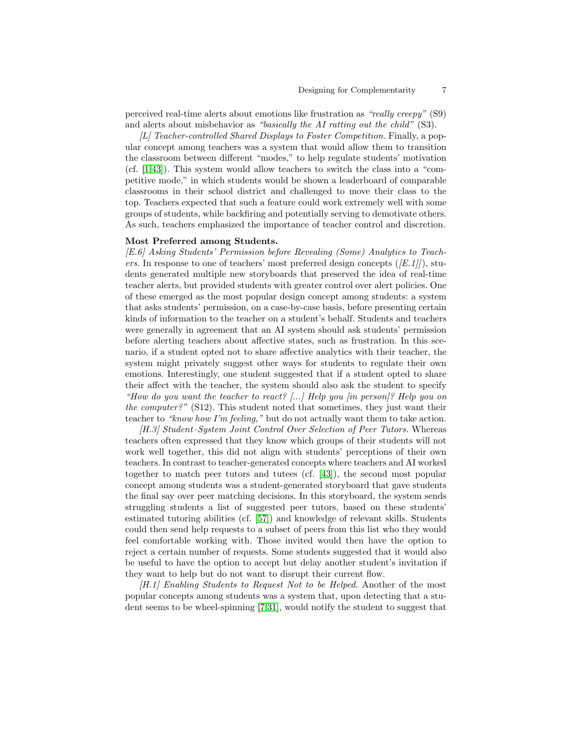perceived real-time alerts about emotions like frustration as *"really creepy"* (S9) and alerts about misbehavior as *"basically the AI ratting out the child"* (S3).

*[L] Teacher-controlled Shared Displays to Foster Competition.* Finally, a popular concept among teachers was a system that would allow them to transition the classroom between different "modes," to help regulate students' motivation (cf. [1,43]). This system would allow teachers to switch the class into a "competitive mode," in which students would be shown a leaderboard of comparable classrooms in their school district and challenged to move their class to the top. Teachers expected that such a feature could work extremely well with some groups of students, while backfiring and potentially serving to demotivate others. As such, teachers emphasized the importance of teacher control and discretion.

**Most Preferred among Students.**
*[E.6] Asking Students' Permission before Revealing (Some) Analytics to Teachers.* In response to one of teachers' most preferred design concepts (*[E.1]*), students generated multiple new storyboards that preserved the idea of real-time teacher alerts, but provided students with greater control over alert policies. One of these emerged as the most popular design concept among students: a system that asks students' permission, on a case-by-case basis, before presenting certain kinds of information to the teacher on a student's behalf. Students and teachers were generally in agreement that an AI system should ask students' permission before alerting teachers about affective states, such as frustration. In this scenario, if a student opted not to share affective analytics with their teacher, the system might privately suggest other ways for students to regulate their own emotions. Interestingly, one student suggested that if a student opted to share their affect with the teacher, the system should also ask the student to specify *"How do you want the teacher to react? [...] Help you [in person]? Help you on the computer?"* (S12). This student noted that sometimes, they just want their teacher to *"know how I'm feeling,"* but do not actually want them to take action.

*[H.3] Student–System Joint Control Over Selection of Peer Tutors.* Whereas teachers often expressed that they know which groups of their students will not work well together, this did not align with students' perceptions of their own teachers. In contrast to teacher-generated concepts where teachers and AI worked together to match peer tutors and tutees (cf. [43]), the second most popular concept among students was a student-generated storyboard that gave students the final say over peer matching decisions. In this storyboard, the system sends struggling students a list of suggested peer tutors, based on these students' estimated tutoring abilities (cf. [57]) and knowledge of relevant skills. Students could then send help requests to a subset of peers from this list who they would feel comfortable working with. Those invited would then have the option to reject a certain number of requests. Some students suggested that it would also be useful to have the option to accept but delay another student's invitation if they want to help but do not want to disrupt their current flow.

*[H.1] Enabling Students to Request Not to be Helped.* Another of the most popular concepts among students was a system that, upon detecting that a student seems to be wheel-spinning [7,31], would notify the student to suggest that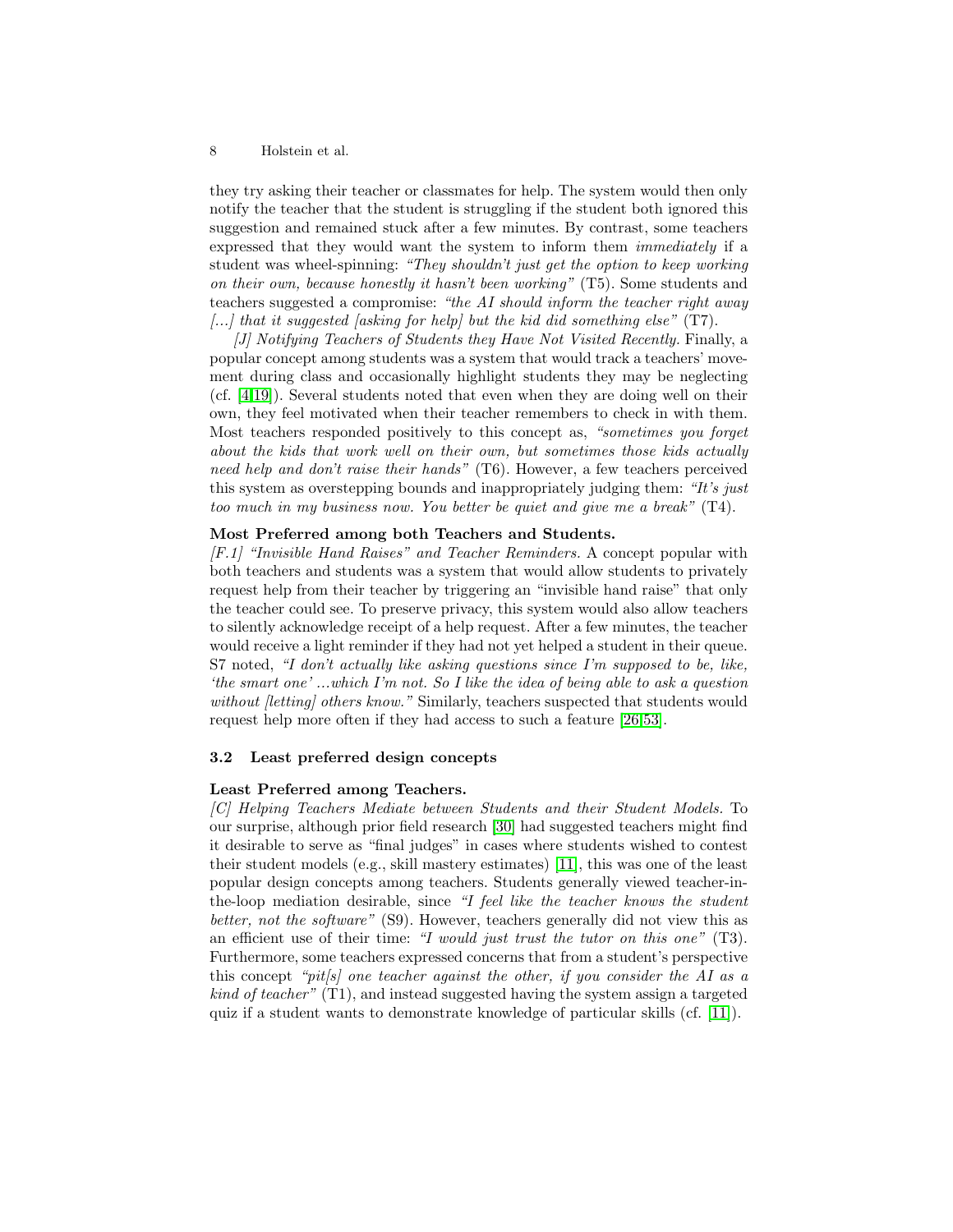they try asking their teacher or classmates for help. The system would then only notify the teacher that the student is struggling if the student both ignored this suggestion and remained stuck after a few minutes. By contrast, some teachers expressed that they would want the system to inform them *immediately* if a student was wheel-spinning: *"They shouldn't just get the option to keep working on their own, because honestly it hasn't been working"* (T5). Some students and teachers suggested a compromise: *"the AI should inform the teacher right away [...] that it suggested [asking for help] but the kid did something else"* (T7).

*[J] Notifying Teachers of Students they Have Not Visited Recently.* Finally, a popular concept among students was a system that would track a teachers' movement during class and occasionally highlight students they may be neglecting (cf. [4,19]). Several students noted that even when they are doing well on their own, they feel motivated when their teacher remembers to check in with them. Most teachers responded positively to this concept as, *"sometimes you forget about the kids that work well on their own, but sometimes those kids actually need help and don't raise their hands"* (T6). However, a few teachers perceived this system as overstepping bounds and inappropriately judging them: *"It's just too much in my business now. You better be quiet and give me a break"* (T4).

**Most Preferred among both Teachers and Students.**
*[F.1] "Invisible Hand Raises" and Teacher Reminders.* A concept popular with both teachers and students was a system that would allow students to privately request help from their teacher by triggering an "invisible hand raise" that only the teacher could see. To preserve privacy, this system would also allow teachers to silently acknowledge receipt of a help request. After a few minutes, the teacher would receive a light reminder if they had not yet helped a student in their queue. S7 noted, *"I don't actually like asking questions since I'm supposed to be, like, 'the smart one' ...which I'm not. So I like the idea of being able to ask a question without [letting] others know."* Similarly, teachers suspected that students would request help more often if they had access to such a feature [26,53].

### 3.2 Least preferred design concepts

**Least Preferred among Teachers.**
*[C] Helping Teachers Mediate between Students and their Student Models.* To our surprise, although prior field research [30] had suggested teachers might find it desirable to serve as "final judges" in cases where students wished to contest their student models (e.g., skill mastery estimates) [11], this was one of the least popular design concepts among teachers. Students generally viewed teacher-in-the-loop mediation desirable, since *"I feel like the teacher knows the student better, not the software"* (S9). However, teachers generally did not view this as an efficient use of their time: *"I would just trust the tutor on this one"* (T3). Furthermore, some teachers expressed concerns that from a student's perspective this concept *"pit[s] one teacher against the other, if you consider the AI as a kind of teacher"* (T1), and instead suggested having the system assign a targeted quiz if a student wants to demonstrate knowledge of particular skills (cf. [11]).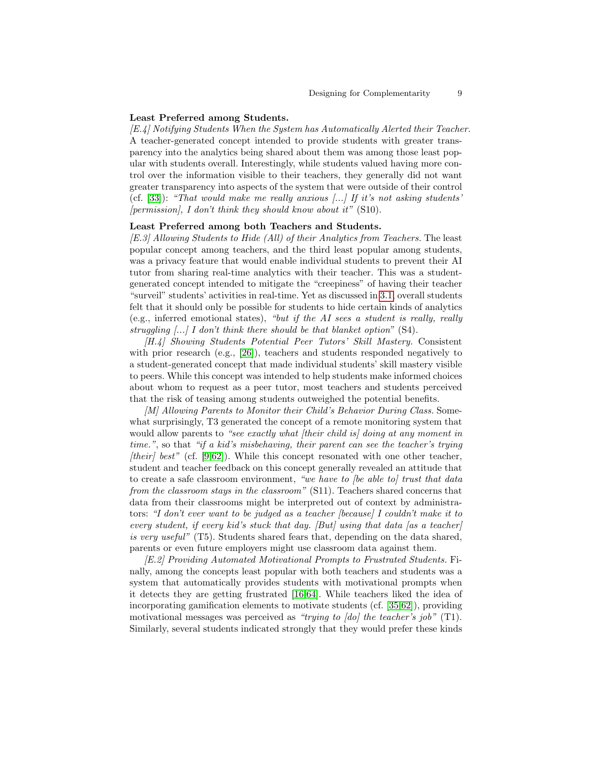**Least Preferred among Students.**

*[E.4] Notifying Students When the System has Automatically Alerted their Teacher.* A teacher-generated concept intended to provide students with greater transparency into the analytics being shared about them was among those least popular with students overall. Interestingly, while students valued having more control over the information visible to their teachers, they generally did not want greater transparency into aspects of the system that were outside of their control (cf. [33]): *"That would make me really anxious [...] If it's not asking students' [permission], I don't think they should know about it"* (S10).

**Least Preferred among both Teachers and Students.**

*[E.3] Allowing Students to Hide (All) of their Analytics from Teachers.* The least popular concept among teachers, and the third least popular among students, was a privacy feature that would enable individual students to prevent their AI tutor from sharing real-time analytics with their teacher. This was a student-generated concept intended to mitigate the "creepiness" of having their teacher "surveil" students' activities in real-time. Yet as discussed in 3.1, overall students felt that it should only be possible for students to hide certain kinds of analytics (e.g., inferred emotional states), *"but if the AI sees a student is really, really struggling [...] I don't think there should be that blanket option"* (S4).

*[H.4] Showing Students Potential Peer Tutors' Skill Mastery.* Consistent with prior research (e.g., [26]), teachers and students responded negatively to a student-generated concept that made individual students' skill mastery visible to peers. While this concept was intended to help students make informed choices about whom to request as a peer tutor, most teachers and students perceived that the risk of teasing among students outweighed the potential benefits.

*[M] Allowing Parents to Monitor their Child's Behavior During Class.* Somewhat surprisingly, T3 generated the concept of a remote monitoring system that would allow parents to *"see exactly what [their child is] doing at any moment in time."*, so that *"if a kid's misbehaving, their parent can see the teacher's trying [their] best"* (cf. [9,62]). While this concept resonated with one other teacher, student and teacher feedback on this concept generally revealed an attitude that to create a safe classroom environment, *"we have to [be able to] trust that data from the classroom stays in the classroom"* (S11). Teachers shared concerns that data from their classrooms might be interpreted out of context by administrators: *"I don't ever want to be judged as a teacher [because] I couldn't make it to every student, if every kid's stuck that day. [But] using that data [as a teacher] is very useful"* (T5). Students shared fears that, depending on the data shared, parents or even future employers might use classroom data against them.

*[E.2] Providing Automated Motivational Prompts to Frustrated Students.* Finally, among the concepts least popular with both teachers and students was a system that automatically provides students with motivational prompts when it detects they are getting frustrated [16,64]. While teachers liked the idea of incorporating gamification elements to motivate students (cf. [35,62]), providing motivational messages was perceived as *"trying to [do] the teacher's job"* (T1). Similarly, several students indicated strongly that they would prefer these kinds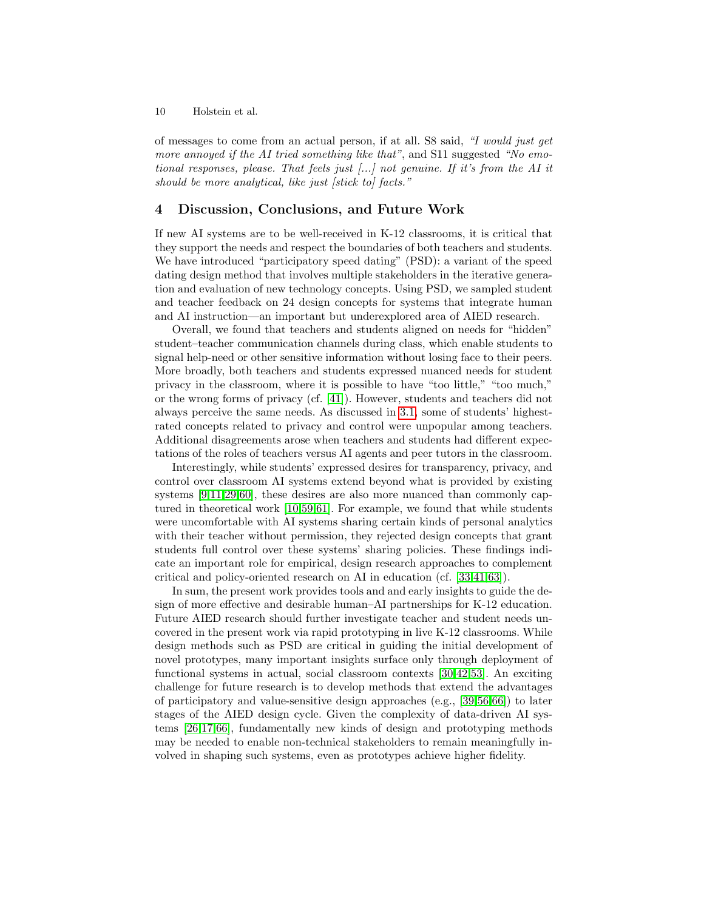of messages to come from an actual person, if at all. S8 said, *"I would just get more annoyed if the AI tried something like that"*, and S11 suggested *"No emotional responses, please. That feels just [...] not genuine. If it's from the AI it should be more analytical, like just [stick to] facts."*

## 4 Discussion, Conclusions, and Future Work

If new AI systems are to be well-received in K-12 classrooms, it is critical that they support the needs and respect the boundaries of both teachers and students. We have introduced "participatory speed dating" (PSD): a variant of the speed dating design method that involves multiple stakeholders in the iterative generation and evaluation of new technology concepts. Using PSD, we sampled student and teacher feedback on 24 design concepts for systems that integrate human and AI instruction—an important but underexplored area of AIED research.

Overall, we found that teachers and students aligned on needs for "hidden" student–teacher communication channels during class, which enable students to signal help-need or other sensitive information without losing face to their peers. More broadly, both teachers and students expressed nuanced needs for student privacy in the classroom, where it is possible to have "too little," "too much," or the wrong forms of privacy (cf. [41]). However, students and teachers did not always perceive the same needs. As discussed in 3.1, some of students' highest-rated concepts related to privacy and control were unpopular among teachers. Additional disagreements arose when teachers and students had different expectations of the roles of teachers versus AI agents and peer tutors in the classroom.

Interestingly, while students' expressed desires for transparency, privacy, and control over classroom AI systems extend beyond what is provided by existing systems [9,11,29,60], these desires are also more nuanced than commonly captured in theoretical work [10,59,61]. For example, we found that while students were uncomfortable with AI systems sharing certain kinds of personal analytics with their teacher without permission, they rejected design concepts that grant students full control over these systems' sharing policies. These findings indicate an important role for empirical, design research approaches to complement critical and policy-oriented research on AI in education (cf. [33,41,63]).

In sum, the present work provides tools and and early insights to guide the design of more effective and desirable human–AI partnerships for K-12 education. Future AIED research should further investigate teacher and student needs uncovered in the present work via rapid prototyping in live K-12 classrooms. While design methods such as PSD are critical in guiding the initial development of novel prototypes, many important insights surface only through deployment of functional systems in actual, social classroom contexts [30,42,53]. An exciting challenge for future research is to develop methods that extend the advantages of participatory and value-sensitive design approaches (e.g., [39,56,66]) to later stages of the AIED design cycle. Given the complexity of data-driven AI systems [26,17,66], fundamentally new kinds of design and prototyping methods may be needed to enable non-technical stakeholders to remain meaningfully involved in shaping such systems, even as prototypes achieve higher fidelity.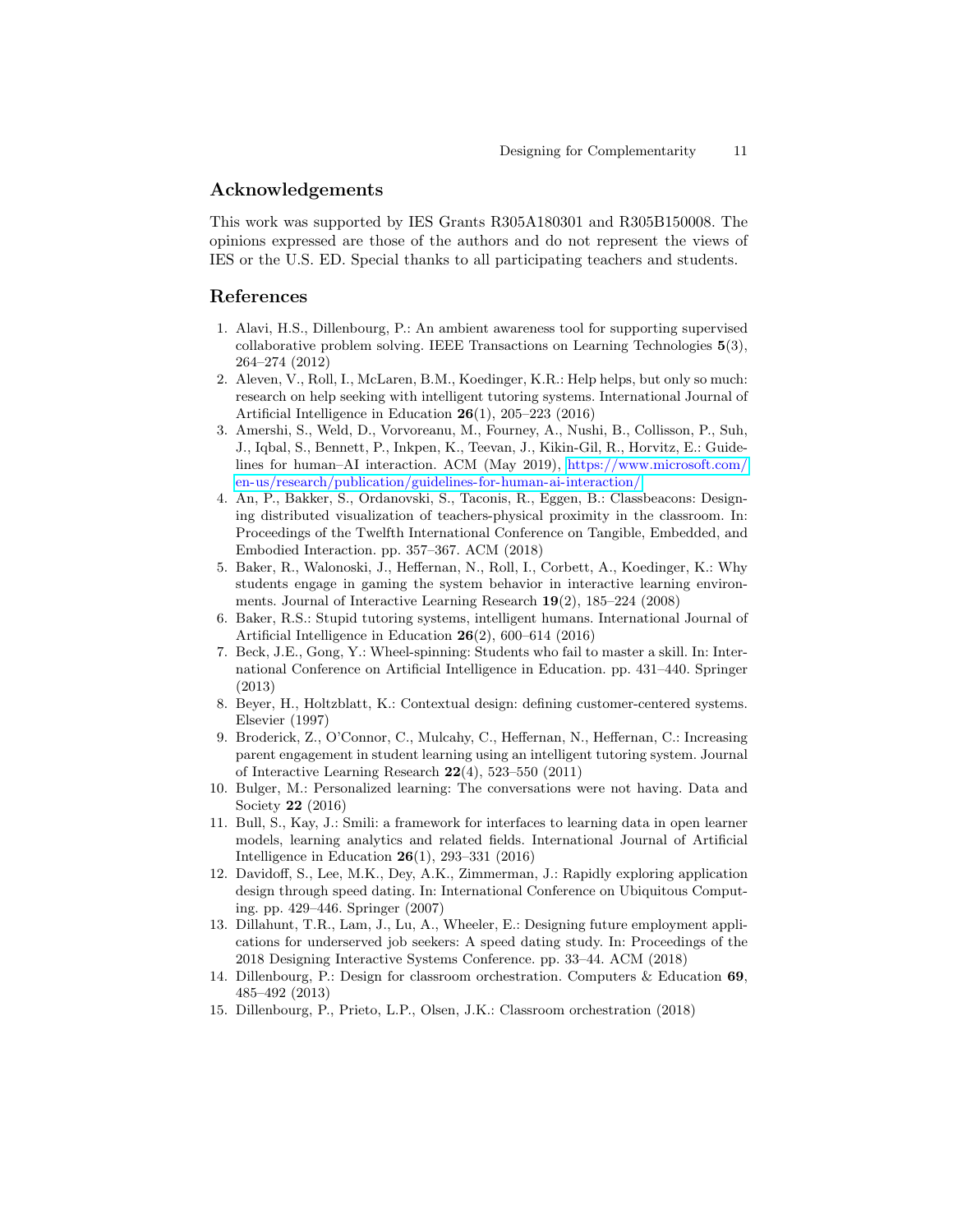## Acknowledgements

This work was supported by IES Grants R305A180301 and R305B150008. The opinions expressed are those of the authors and do not represent the views of IES or the U.S. ED. Special thanks to all participating teachers and students.

## References

1. Alavi, H.S., Dillenbourg, P.: An ambient awareness tool for supporting supervised collaborative problem solving. IEEE Transactions on Learning Technologies **5**(3), 264–274 (2012)
2. Aleven, V., Roll, I., McLaren, B.M., Koedinger, K.R.: Help helps, but only so much: research on help seeking with intelligent tutoring systems. International Journal of Artificial Intelligence in Education **26**(1), 205–223 (2016)
3. Amershi, S., Weld, D., Vorvoreanu, M., Fourney, A., Nushi, B., Collisson, P., Suh, J., Iqbal, S., Bennett, P., Inkpen, K., Teevan, J., Kikin-Gil, R., Horvitz, E.: Guidelines for human–AI interaction. ACM (May 2019), https://www.microsoft.com/en-us/research/publication/guidelines-for-human-ai-interaction/
4. An, P., Bakker, S., Ordanovski, S., Taconis, R., Eggen, B.: Classbeacons: Designing distributed visualization of teachers-physical proximity in the classroom. In: Proceedings of the Twelfth International Conference on Tangible, Embedded, and Embodied Interaction. pp. 357–367. ACM (2018)
5. Baker, R., Walonoski, J., Heffernan, N., Roll, I., Corbett, A., Koedinger, K.: Why students engage in gaming the system behavior in interactive learning environments. Journal of Interactive Learning Research **19**(2), 185–224 (2008)
6. Baker, R.S.: Stupid tutoring systems, intelligent humans. International Journal of Artificial Intelligence in Education **26**(2), 600–614 (2016)
7. Beck, J.E., Gong, Y.: Wheel-spinning: Students who fail to master a skill. In: International Conference on Artificial Intelligence in Education. pp. 431–440. Springer (2013)
8. Beyer, H., Holtzblatt, K.: Contextual design: defining customer-centered systems. Elsevier (1997)
9. Broderick, Z., O'Connor, C., Mulcahy, C., Heffernan, N., Heffernan, C.: Increasing parent engagement in student learning using an intelligent tutoring system. Journal of Interactive Learning Research **22**(4), 523–550 (2011)
10. Bulger, M.: Personalized learning: The conversations were not having. Data and Society **22** (2016)
11. Bull, S., Kay, J.: Smili: a framework for interfaces to learning data in open learner models, learning analytics and related fields. International Journal of Artificial Intelligence in Education **26**(1), 293–331 (2016)
12. Davidoff, S., Lee, M.K., Dey, A.K., Zimmerman, J.: Rapidly exploring application design through speed dating. In: International Conference on Ubiquitous Computing. pp. 429–446. Springer (2007)
13. Dillahunt, T.R., Lam, J., Lu, A., Wheeler, E.: Designing future employment applications for underserved job seekers: A speed dating study. In: Proceedings of the 2018 Designing Interactive Systems Conference. pp. 33–44. ACM (2018)
14. Dillenbourg, P.: Design for classroom orchestration. Computers & Education **69**, 485–492 (2013)
15. Dillenbourg, P., Prieto, L.P., Olsen, J.K.: Classroom orchestration (2018)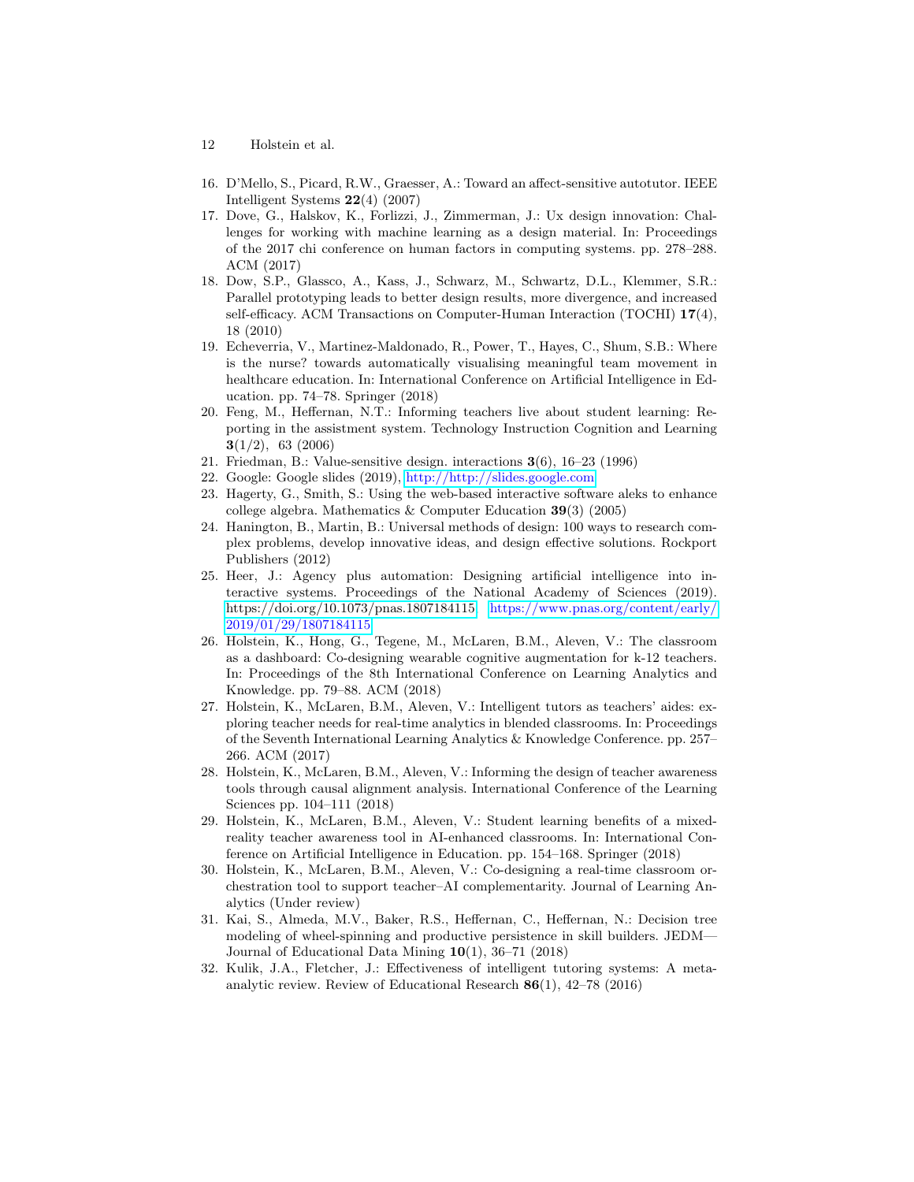16. D'Mello, S., Picard, R.W., Graesser, A.: Toward an affect-sensitive autotutor. IEEE Intelligent Systems **22**(4) (2007)
17. Dove, G., Halskov, K., Forlizzi, J., Zimmerman, J.: Ux design innovation: Challenges for working with machine learning as a design material. In: Proceedings of the 2017 chi conference on human factors in computing systems. pp. 278–288. ACM (2017)
18. Dow, S.P., Glassco, A., Kass, J., Schwarz, M., Schwartz, D.L., Klemmer, S.R.: Parallel prototyping leads to better design results, more divergence, and increased self-efficacy. ACM Transactions on Computer-Human Interaction (TOCHI) **17**(4), 18 (2010)
19. Echeverria, V., Martinez-Maldonado, R., Power, T., Hayes, C., Shum, S.B.: Where is the nurse? towards automatically visualising meaningful team movement in healthcare education. In: International Conference on Artificial Intelligence in Education. pp. 74–78. Springer (2018)
20. Feng, M., Heffernan, N.T.: Informing teachers live about student learning: Reporting in the assistment system. Technology Instruction Cognition and Learning **3**(1/2), 63 (2006)
21. Friedman, B.: Value-sensitive design. interactions **3**(6), 16–23 (1996)
22. Google: Google slides (2019), http://http://slides.google.com
23. Hagerty, G., Smith, S.: Using the web-based interactive software aleks to enhance college algebra. Mathematics & Computer Education **39**(3) (2005)
24. Hanington, B., Martin, B.: Universal methods of design: 100 ways to research complex problems, develop innovative ideas, and design effective solutions. Rockport Publishers (2012)
25. Heer, J.: Agency plus automation: Designing artificial intelligence into interactive systems. Proceedings of the National Academy of Sciences (2019). https://doi.org/10.1073/pnas.1807184115, https://www.pnas.org/content/early/2019/01/29/1807184115
26. Holstein, K., Hong, G., Tegene, M., McLaren, B.M., Aleven, V.: The classroom as a dashboard: Co-designing wearable cognitive augmentation for k-12 teachers. In: Proceedings of the 8th International Conference on Learning Analytics and Knowledge. pp. 79–88. ACM (2018)
27. Holstein, K., McLaren, B.M., Aleven, V.: Intelligent tutors as teachers' aides: exploring teacher needs for real-time analytics in blended classrooms. In: Proceedings of the Seventh International Learning Analytics & Knowledge Conference. pp. 257–266. ACM (2017)
28. Holstein, K., McLaren, B.M., Aleven, V.: Informing the design of teacher awareness tools through causal alignment analysis. International Conference of the Learning Sciences pp. 104–111 (2018)
29. Holstein, K., McLaren, B.M., Aleven, V.: Student learning benefits of a mixed-reality teacher awareness tool in AI-enhanced classrooms. In: International Conference on Artificial Intelligence in Education. pp. 154–168. Springer (2018)
30. Holstein, K., McLaren, B.M., Aleven, V.: Co-designing a real-time classroom orchestration tool to support teacher–AI complementarity. Journal of Learning Analytics (Under review)
31. Kai, S., Almeda, M.V., Baker, R.S., Heffernan, C., Heffernan, N.: Decision tree modeling of wheel-spinning and productive persistence in skill builders. JEDM—Journal of Educational Data Mining **10**(1), 36–71 (2018)
32. Kulik, J.A., Fletcher, J.: Effectiveness of intelligent tutoring systems: A meta-analytic review. Review of Educational Research **86**(1), 42–78 (2016)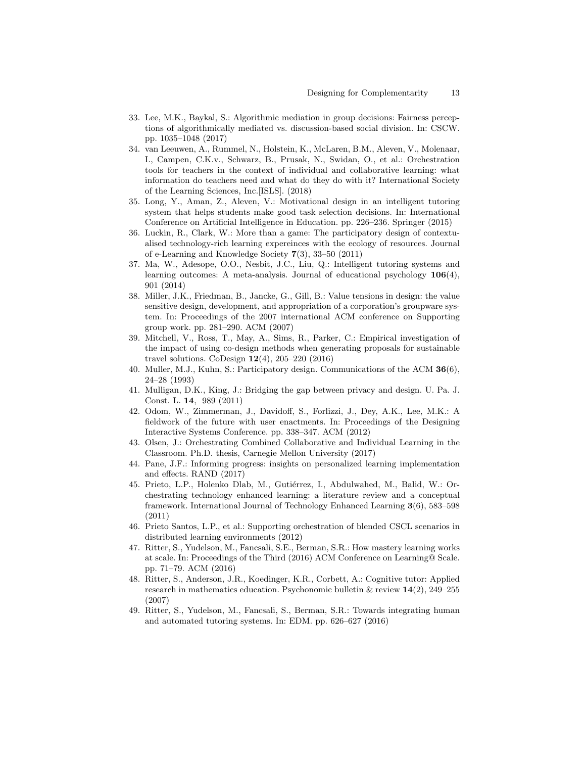33. Lee, M.K., Baykal, S.: Algorithmic mediation in group decisions: Fairness perceptions of algorithmically mediated vs. discussion-based social division. In: CSCW. pp. 1035–1048 (2017)
34. van Leeuwen, A., Rummel, N., Holstein, K., McLaren, B.M., Aleven, V., Molenaar, I., Campen, C.K.v., Schwarz, B., Prusak, N., Swidan, O., et al.: Orchestration tools for teachers in the context of individual and collaborative learning: what information do teachers need and what do they do with it? International Society of the Learning Sciences, Inc.[ISLS]. (2018)
35. Long, Y., Aman, Z., Aleven, V.: Motivational design in an intelligent tutoring system that helps students make good task selection decisions. In: International Conference on Artificial Intelligence in Education. pp. 226–236. Springer (2015)
36. Luckin, R., Clark, W.: More than a game: The participatory design of contextualised technology-rich learning expereinces with the ecology of resources. Journal of e-Learning and Knowledge Society **7**(3), 33–50 (2011)
37. Ma, W., Adesope, O.O., Nesbit, J.C., Liu, Q.: Intelligent tutoring systems and learning outcomes: A meta-analysis. Journal of educational psychology **106**(4), 901 (2014)
38. Miller, J.K., Friedman, B., Jancke, G., Gill, B.: Value tensions in design: the value sensitive design, development, and appropriation of a corporation's groupware system. In: Proceedings of the 2007 international ACM conference on Supporting group work. pp. 281–290. ACM (2007)
39. Mitchell, V., Ross, T., May, A., Sims, R., Parker, C.: Empirical investigation of the impact of using co-design methods when generating proposals for sustainable travel solutions. CoDesign **12**(4), 205–220 (2016)
40. Muller, M.J., Kuhn, S.: Participatory design. Communications of the ACM **36**(6), 24–28 (1993)
41. Mulligan, D.K., King, J.: Bridging the gap between privacy and design. U. Pa. J. Const. L. **14**, 989 (2011)
42. Odom, W., Zimmerman, J., Davidoff, S., Forlizzi, J., Dey, A.K., Lee, M.K.: A fieldwork of the future with user enactments. In: Proceedings of the Designing Interactive Systems Conference. pp. 338–347. ACM (2012)
43. Olsen, J.: Orchestrating Combined Collaborative and Individual Learning in the Classroom. Ph.D. thesis, Carnegie Mellon University (2017)
44. Pane, J.F.: Informing progress: insights on personalized learning implementation and effects. RAND (2017)
45. Prieto, L.P., Holenko Dlab, M., Gutiérrez, I., Abdulwahed, M., Balid, W.: Orchestrating technology enhanced learning: a literature review and a conceptual framework. International Journal of Technology Enhanced Learning **3**(6), 583–598 (2011)
46. Prieto Santos, L.P., et al.: Supporting orchestration of blended CSCL scenarios in distributed learning environments (2012)
47. Ritter, S., Yudelson, M., Fancsali, S.E., Berman, S.R.: How mastery learning works at scale. In: Proceedings of the Third (2016) ACM Conference on Learning@ Scale. pp. 71–79. ACM (2016)
48. Ritter, S., Anderson, J.R., Koedinger, K.R., Corbett, A.: Cognitive tutor: Applied research in mathematics education. Psychonomic bulletin & review **14**(2), 249–255 (2007)
49. Ritter, S., Yudelson, M., Fancsali, S., Berman, S.R.: Towards integrating human and automated tutoring systems. In: EDM. pp. 626–627 (2016)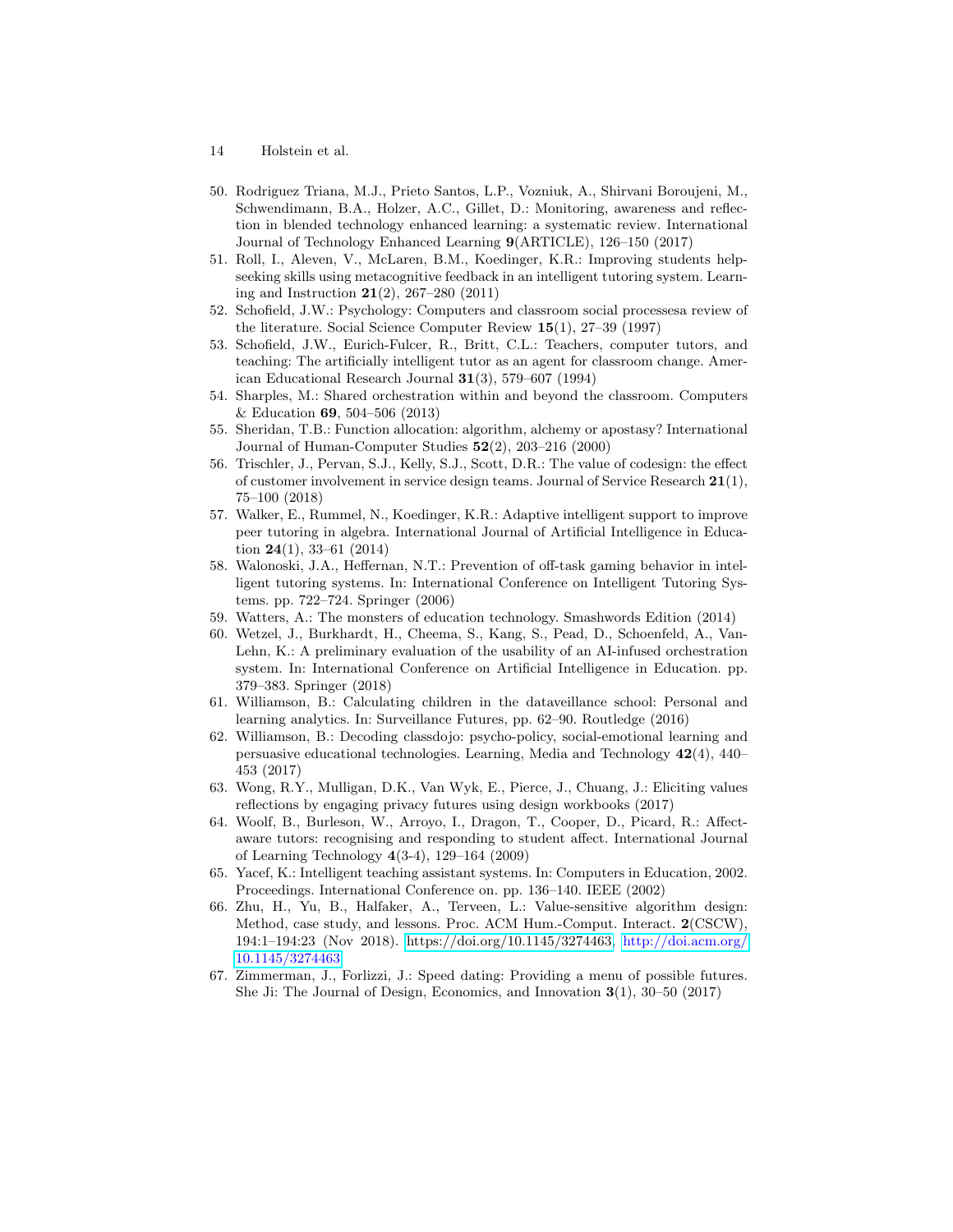50. Rodriguez Triana, M.J., Prieto Santos, L.P., Vozniuk, A., Shirvani Boroujeni, M., Schwendimann, B.A., Holzer, A.C., Gillet, D.: Monitoring, awareness and reflection in blended technology enhanced learning: a systematic review. International Journal of Technology Enhanced Learning **9**(ARTICLE), 126–150 (2017)
51. Roll, I., Aleven, V., McLaren, B.M., Koedinger, K.R.: Improving students help-seeking skills using metacognitive feedback in an intelligent tutoring system. Learning and Instruction **21**(2), 267–280 (2011)
52. Schofield, J.W.: Psychology: Computers and classroom social processesa review of the literature. Social Science Computer Review **15**(1), 27–39 (1997)
53. Schofield, J.W., Eurich-Fulcer, R., Britt, C.L.: Teachers, computer tutors, and teaching: The artificially intelligent tutor as an agent for classroom change. American Educational Research Journal **31**(3), 579–607 (1994)
54. Sharples, M.: Shared orchestration within and beyond the classroom. Computers & Education **69**, 504–506 (2013)
55. Sheridan, T.B.: Function allocation: algorithm, alchemy or apostasy? International Journal of Human-Computer Studies **52**(2), 203–216 (2000)
56. Trischler, J., Pervan, S.J., Kelly, S.J., Scott, D.R.: The value of codesign: the effect of customer involvement in service design teams. Journal of Service Research **21**(1), 75–100 (2018)
57. Walker, E., Rummel, N., Koedinger, K.R.: Adaptive intelligent support to improve peer tutoring in algebra. International Journal of Artificial Intelligence in Education **24**(1), 33–61 (2014)
58. Walonoski, J.A., Heffernan, N.T.: Prevention of off-task gaming behavior in intelligent tutoring systems. In: International Conference on Intelligent Tutoring Systems. pp. 722–724. Springer (2006)
59. Watters, A.: The monsters of education technology. Smashwords Edition (2014)
60. Wetzel, J., Burkhardt, H., Cheema, S., Kang, S., Pead, D., Schoenfeld, A., VanLehn, K.: A preliminary evaluation of the usability of an AI-infused orchestration system. In: International Conference on Artificial Intelligence in Education. pp. 379–383. Springer (2018)
61. Williamson, B.: Calculating children in the dataveillance school: Personal and learning analytics. In: Surveillance Futures, pp. 62–90. Routledge (2016)
62. Williamson, B.: Decoding classdojo: psycho-policy, social-emotional learning and persuasive educational technologies. Learning, Media and Technology **42**(4), 440–453 (2017)
63. Wong, R.Y., Mulligan, D.K., Van Wyk, E., Pierce, J., Chuang, J.: Eliciting values reflections by engaging privacy futures using design workbooks (2017)
64. Woolf, B., Burleson, W., Arroyo, I., Dragon, T., Cooper, D., Picard, R.: Affect-aware tutors: recognising and responding to student affect. International Journal of Learning Technology **4**(3-4), 129–164 (2009)
65. Yacef, K.: Intelligent teaching assistant systems. In: Computers in Education, 2002. Proceedings. International Conference on. pp. 136–140. IEEE (2002)
66. Zhu, H., Yu, B., Halfaker, A., Terveen, L.: Value-sensitive algorithm design: Method, case study, and lessons. Proc. ACM Hum.-Comput. Interact. **2**(CSCW), 194:1–194:23 (Nov 2018). https://doi.org/10.1145/3274463, http://doi.acm.org/10.1145/3274463
67. Zimmerman, J., Forlizzi, J.: Speed dating: Providing a menu of possible futures. She Ji: The Journal of Design, Economics, and Innovation **3**(1), 30–50 (2017)